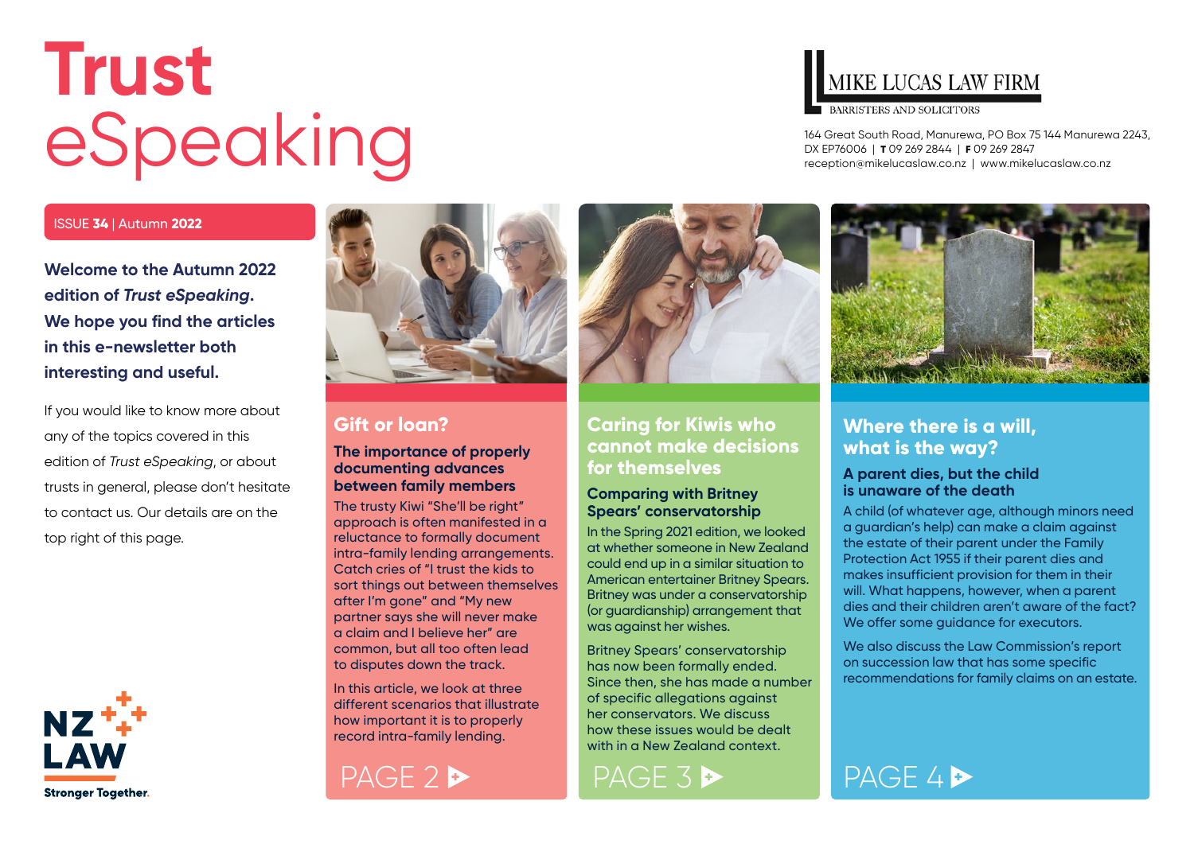# Trust eSpeaking

MIKE LUCAS LAW FIRM
BARRISTERS AND SOLICITORS

164 Great South Road, Manurewa, PO Box 75 144 Manurewa 2243,
DX EP76006 | **T** 09 269 2844 | **F** 09 269 2847
reception@mikelucaslaw.co.nz | www.mikelucaslaw.co.nz

ISSUE **34** | Autumn **2022**

**Welcome to the Autumn 2022 edition of *Trust eSpeaking*. We hope you find the articles in this e-newsletter both interesting and useful.**

If you would like to know more about any of the topics covered in this edition of *Trust eSpeaking*, or about trusts in general, please don't hesitate to contact us. Our details are on the top right of this page.

NZ LAW
Stronger Together.

## Gift or loan?

### The importance of properly documenting advances between family members

The trusty Kiwi "She'll be right" approach is often manifested in a reluctance to formally document intra-family lending arrangements. Catch cries of "I trust the kids to sort things out between themselves after I'm gone" and "My new partner says she will never make a claim and I believe her" are common, but all too often lead to disputes down the track.

In this article, we look at three different scenarios that illustrate how important it is to properly record intra-family lending.

PAGE 2

## Caring for Kiwis who cannot make decisions for themselves

### Comparing with Britney Spears' conservatorship

In the Spring 2021 edition, we looked at whether someone in New Zealand could end up in a similar situation to American entertainer Britney Spears. Britney was under a conservatorship (or guardianship) arrangement that was against her wishes.

Britney Spears' conservatorship has now been formally ended. Since then, she has made a number of specific allegations against her conservators. We discuss how these issues would be dealt with in a New Zealand context.

PAGE 3

## Where there is a will, what is the way?

### A parent dies, but the child is unaware of the death

A child (of whatever age, although minors need a guardian's help) can make a claim against the estate of their parent under the Family Protection Act 1955 if their parent dies and makes insufficient provision for them in their will. What happens, however, when a parent dies and their children aren't aware of the fact? We offer some guidance for executors.

We also discuss the Law Commission's report on succession law that has some specific recommendations for family claims on an estate.

PAGE 4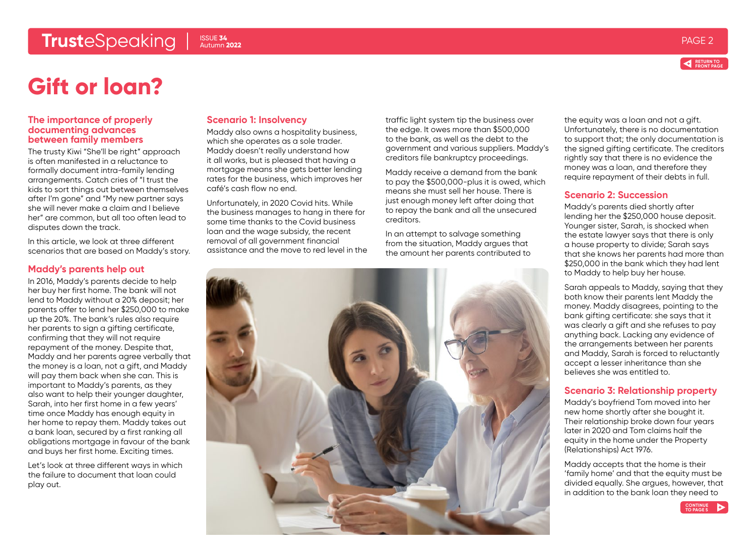# Gift or loan?

## The importance of properly documenting advances between family members

The trusty Kiwi "She'll be right" approach is often manifested in a reluctance to formally document intra-family lending arrangements. Catch cries of "I trust the kids to sort things out between themselves after I'm gone" and "My new partner says she will never make a claim and I believe her" are common, but all too often lead to disputes down the track.

In this article, we look at three different scenarios that are based on Maddy's story.

## Maddy's parents help out

In 2016, Maddy's parents decide to help her buy her first home. The bank will not lend to Maddy without a 20% deposit; her parents offer to lend her $250,000 to make up the 20%. The bank's rules also require her parents to sign a gifting certificate, confirming that they will not require repayment of the money. Despite that, Maddy and her parents agree verbally that the money is a loan, not a gift, and Maddy will pay them back when she can. This is important to Maddy's parents, as they also want to help their younger daughter, Sarah, into her first home in a few years' time once Maddy has enough equity in her home to repay them. Maddy takes out a bank loan, secured by a first ranking all obligations mortgage in favour of the bank and buys her first home. Exciting times.

Let's look at three different ways in which the failure to document that loan could play out.

## Scenario 1: Insolvency

Maddy also owns a hospitality business, which she operates as a sole trader. Maddy doesn't really understand how it all works, but is pleased that having a mortgage means she gets better lending rates for the business, which improves her café's cash flow no end.

Unfortunately, in 2020 Covid hits. While the business manages to hang in there for some time thanks to the Covid business loan and the wage subsidy, the recent removal of all government financial assistance and the move to red level in the traffic light system tip the business over the edge. It owes more than $500,000 to the bank, as well as the debt to the government and various suppliers. Maddy's creditors file bankruptcy proceedings.

Maddy receive a demand from the bank to pay the $500,000-plus it is owed, which means she must sell her house. There is just enough money left after doing that to repay the bank and all the unsecured creditors.

In an attempt to salvage something from the situation, Maddy argues that the amount her parents contributed to the equity was a loan and not a gift. Unfortunately, there is no documentation to support that; the only documentation is the signed gifting certificate. The creditors rightly say that there is no evidence the money was a loan, and therefore they require repayment of their debts in full.

## Scenario 2: Succession

Maddy's parents died shortly after lending her the $250,000 house deposit. Younger sister, Sarah, is shocked when the estate lawyer says that there is only a house property to divide; Sarah says that she knows her parents had more than $250,000 in the bank which they had lent to Maddy to help buy her house.

Sarah appeals to Maddy, saying that they both know their parents lent Maddy the money. Maddy disagrees, pointing to the bank gifting certificate: she says that it was clearly a gift and she refuses to pay anything back. Lacking any evidence of the arrangements between her parents and Maddy, Sarah is forced to reluctantly accept a lesser inheritance than she believes she was entitled to.

## Scenario 3: Relationship property

Maddy's boyfriend Tom moved into her new home shortly after she bought it. Their relationship broke down four years later in 2020 and Tom claims half the equity in the home under the Property (Relationships) Act 1976.

Maddy accepts that the home is their 'family home' and that the equity must be divided equally. She argues, however, that in addition to the bank loan they need to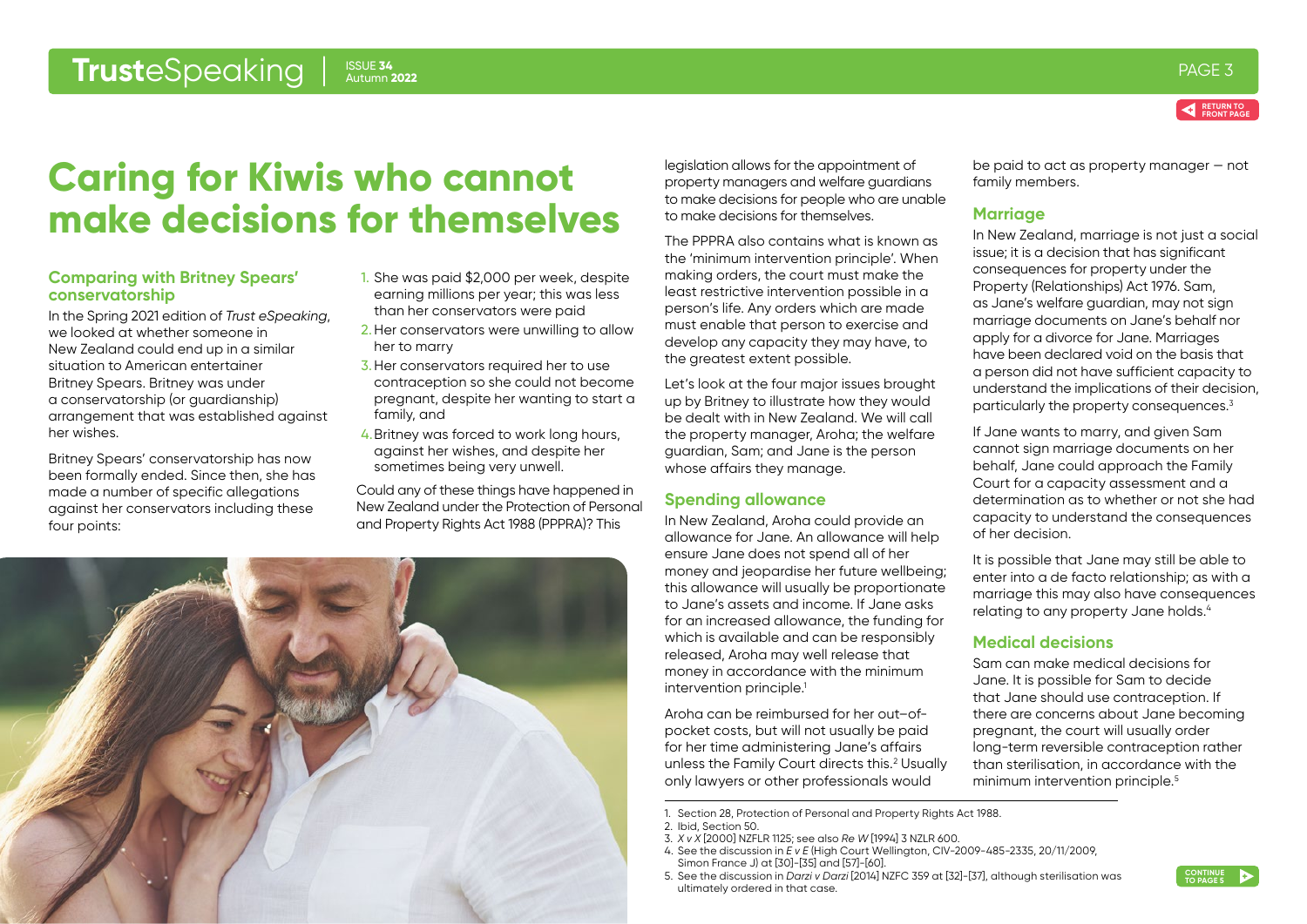# Caring for Kiwis who cannot make decisions for themselves

## Comparing with Britney Spears' conservatorship

In the Spring 2021 edition of *Trust eSpeaking*, we looked at whether someone in New Zealand could end up in a similar situation to American entertainer Britney Spears. Britney was under a conservatorship (or guardianship) arrangement that was established against her wishes.

Britney Spears' conservatorship has now been formally ended. Since then, she has made a number of specific allegations against her conservators including these four points:

1. She was paid $2,000 per week, despite earning millions per year; this was less than her conservators were paid
2. Her conservators were unwilling to allow her to marry
3. Her conservators required her to use contraception so she could not become pregnant, despite her wanting to start a family, and
4. Britney was forced to work long hours, against her wishes, and despite her sometimes being very unwell.

Could any of these things have happened in New Zealand under the Protection of Personal and Property Rights Act 1988 (PPPRA)? This legislation allows for the appointment of property managers and welfare guardians to make decisions for people who are unable to make decisions for themselves.

The PPPRA also contains what is known as the 'minimum intervention principle'. When making orders, the court must make the least restrictive intervention possible in a person's life. Any orders which are made must enable that person to exercise and develop any capacity they may have, to the greatest extent possible.

Let's look at the four major issues brought up by Britney to illustrate how they would be dealt with in New Zealand. We will call the property manager, Aroha; the welfare guardian, Sam; and Jane is the person whose affairs they manage.

## Spending allowance

In New Zealand, Aroha could provide an allowance for Jane. An allowance will help ensure Jane does not spend all of her money and jeopardise her future wellbeing; this allowance will usually be proportionate to Jane's assets and income. If Jane asks for an increased allowance, the funding for which is available and can be responsibly released, Aroha may well release that money in accordance with the minimum intervention principle.[1]

Aroha can be reimbursed for her out-of-pocket costs, but will not usually be paid for her time administering Jane's affairs unless the Family Court directs this.[2] Usually only lawyers or other professionals would be paid to act as property manager – not family members.

## Marriage

In New Zealand, marriage is not just a social issue; it is a decision that has significant consequences for property under the Property (Relationships) Act 1976. Sam, as Jane's welfare guardian, may not sign marriage documents on Jane's behalf nor apply for a divorce for Jane. Marriages have been declared void on the basis that a person did not have sufficient capacity to understand the implications of their decision, particularly the property consequences.[3]

If Jane wants to marry, and given Sam cannot sign marriage documents on her behalf, Jane could approach the Family Court for a capacity assessment and a determination as to whether or not she had capacity to understand the consequences of her decision.

It is possible that Jane may still be able to enter into a de facto relationship; as with a marriage this may also have consequences relating to any property Jane holds.[4]

## Medical decisions

Sam can make medical decisions for Jane. It is possible for Sam to decide that Jane should use contraception. If there are concerns about Jane becoming pregnant, the court will usually order long-term reversible contraception rather than sterilisation, in accordance with the minimum intervention principle.[5]

---

1. Section 28, Protection of Personal and Property Rights Act 1988.
2. Ibid, Section 50.
3. *X v X* [2000] NZFLR 1125; see also *Re W* [1994] 3 NZLR 600.
4. See the discussion in *E v E* (High Court Wellington, CIV-2009-485-2335, 20/11/2009, Simon France J) at [30]-[35] and [57]-[60].
5. See the discussion in *Darzi v Darzi* [2014] NZFC 359 at [32]-[37], although sterilisation was ultimately ordered in that case.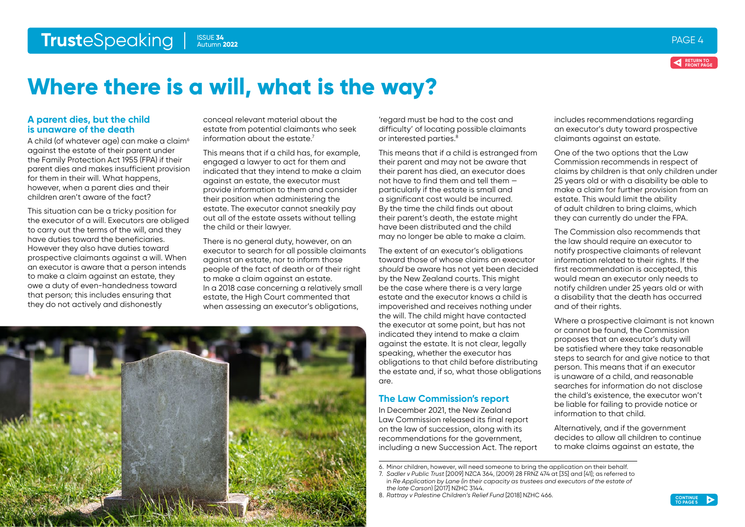# Where there is a will, what is the way?

## A parent dies, but the child is unaware of the death

A child (of whatever age) can make a claim[6] against the estate of their parent under the Family Protection Act 1955 (FPA) if their parent dies and makes insufficient provision for them in their will. What happens, however, when a parent dies and their children aren't aware of the fact?

This situation can be a tricky position for the executor of a will. Executors are obliged to carry out the terms of the will, and they have duties toward the beneficiaries. However they also have duties toward prospective claimants against a will. When an executor is aware that a person intends to make a claim against an estate, they owe a duty of even-handedness toward that person; this includes ensuring that they do not actively and dishonestly conceal relevant material about the estate from potential claimants who seek information about the estate.[7]

This means that if a child has, for example, engaged a lawyer to act for them and indicated that they intend to make a claim against an estate, the executor must provide information to them and consider their position when administering the estate. The executor cannot sneakily pay out all of the estate assets without telling the child or their lawyer.

There is no general duty, however, on an executor to search for all possible claimants against an estate, nor to inform those people of the fact of death or of their right to make a claim against an estate. In a 2018 case concerning a relatively small estate, the High Court commented that when assessing an executor's obligations, 'regard must be had to the cost and difficulty' of locating possible claimants or interested parties.[8]

This means that if a child is estranged from their parent and may not be aware that their parent has died, an executor does not have to find them and tell them – particularly if the estate is small and a significant cost would be incurred. By the time the child finds out about their parent's death, the estate might have been distributed and the child may no longer be able to make a claim.

The extent of an executor's obligations toward those of whose claims an executor *should* be aware has not yet been decided by the New Zealand courts. This might be the case where there is a very large estate and the executor knows a child is impoverished and receives nothing under the will. The child might have contacted the executor at some point, but has not indicated they intend to make a claim against the estate. It is not clear, legally speaking, whether the executor has obligations to that child before distributing the estate and, if so, what those obligations are.

## The Law Commission's report

In December 2021, the New Zealand Law Commission released its final report on the law of succession, along with its recommendations for the government, including a new Succession Act. The report includes recommendations regarding an executor's duty toward prospective claimants against an estate.

One of the two options that the Law Commission recommends in respect of claims by children is that only children under 25 years old or with a disability be able to make a claim for further provision from an estate. This would limit the ability of adult children to bring claims, which they can currently do under the FPA.

The Commission also recommends that the law should require an executor to notify prospective claimants of relevant information related to their rights. If the first recommendation is accepted, this would mean an executor only needs to notify children under 25 years old or with a disability that the death has occurred and of their rights.

Where a prospective claimant is not known or cannot be found, the Commission proposes that an executor's duty will be satisfied where they take reasonable steps to search for and give notice to that person. This means that if an executor is unaware of a child, and reasonable searches for information do not disclose the child's existence, the executor won't be liable for failing to provide notice or information to that child.

Alternatively, and if the government decides to allow all children to continue to make claims against an estate, the

---

6. Minor children, however, will need someone to bring the application on their behalf.
7. *Sadler v Public Trust* [2009] NZCA 364, (2009) 28 FRNZ 474 at [35] and [41]; as referred to in *Re Application by Lane (in their capacity as trustees and executors of the estate of the late Carson)* [2017] NZHC 3144.
8. *Rattray v Palestine Children's Relief Fund* [2018] NZHC 466.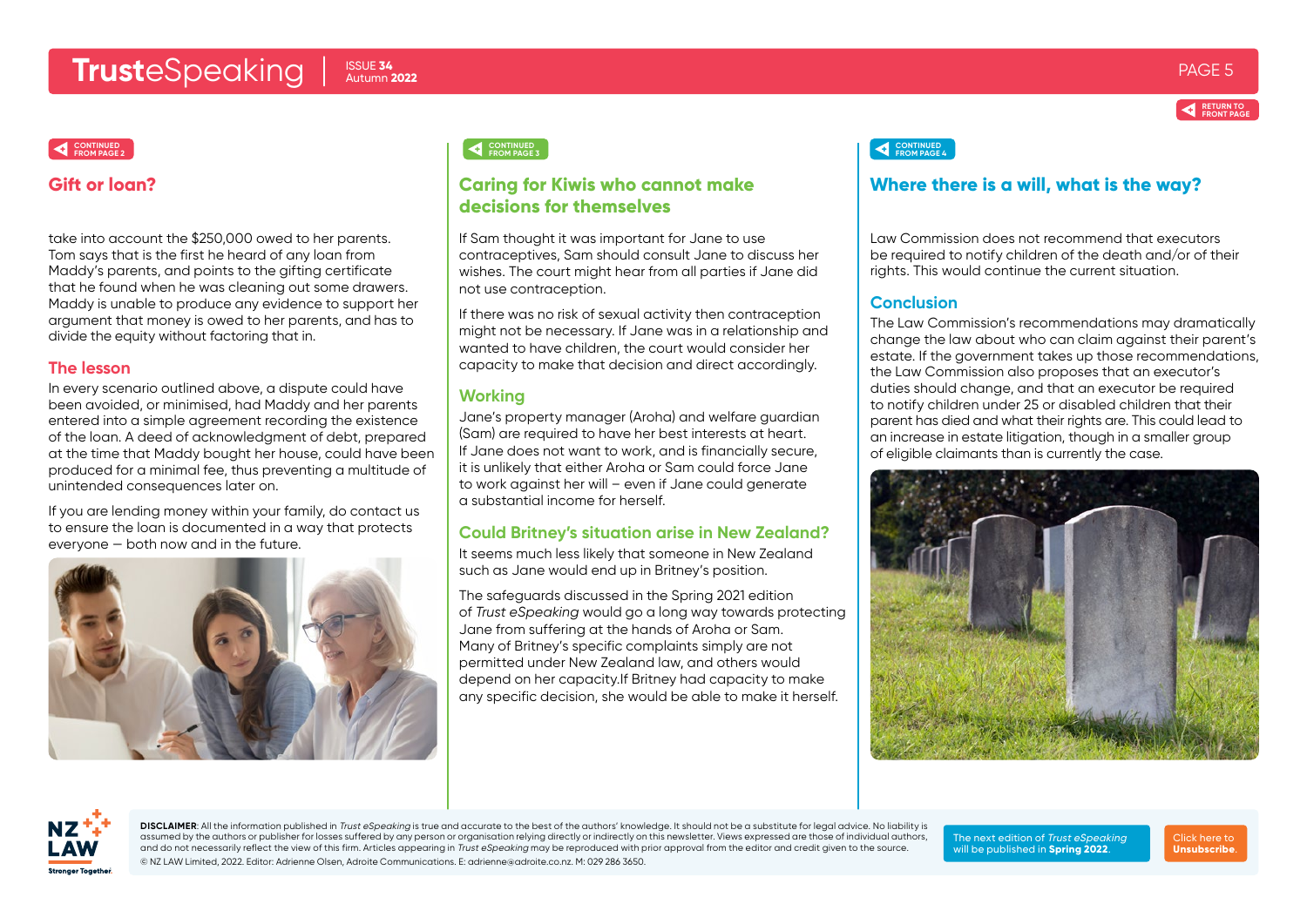CONTINUED FROM PAGE 2

## Gift or loan?

take into account the $250,000 owed to her parents. Tom says that is the first he heard of any loan from Maddy's parents, and points to the gifting certificate that he found when he was cleaning out some drawers. Maddy is unable to produce any evidence to support her argument that money is owed to her parents, and has to divide the equity without factoring that in.

### The lesson

In every scenario outlined above, a dispute could have been avoided, or minimised, had Maddy and her parents entered into a simple agreement recording the existence of the loan. A deed of acknowledgment of debt, prepared at the time that Maddy bought her house, could have been produced for a minimal fee, thus preventing a multitude of unintended consequences later on.

If you are lending money within your family, do contact us to ensure the loan is documented in a way that protects everyone – both now and in the future.

CONTINUED FROM PAGE 3

## Caring for Kiwis who cannot make decisions for themselves

If Sam thought it was important for Jane to use contraceptives, Sam should consult Jane to discuss her wishes. The court might hear from all parties if Jane did not use contraception.

If there was no risk of sexual activity then contraception might not be necessary. If Jane was in a relationship and wanted to have children, the court would consider her capacity to make that decision and direct accordingly.

### Working

Jane's property manager (Aroha) and welfare guardian (Sam) are required to have her best interests at heart. If Jane does not want to work, and is financially secure, it is unlikely that either Aroha or Sam could force Jane to work against her will – even if Jane could generate a substantial income for herself.

### Could Britney's situation arise in New Zealand?

It seems much less likely that someone in New Zealand such as Jane would end up in Britney's position.

The safeguards discussed in the Spring 2021 edition of *Trust eSpeaking* would go a long way towards protecting Jane from suffering at the hands of Aroha or Sam. Many of Britney's specific complaints simply are not permitted under New Zealand law, and others would depend on her capacity.If Britney had capacity to make any specific decision, she would be able to make it herself.

CONTINUED FROM PAGE 4

## Where there is a will, what is the way?

Law Commission does not recommend that executors be required to notify children of the death and/or of their rights. This would continue the current situation.

### Conclusion

The Law Commission's recommendations may dramatically change the law about who can claim against their parent's estate. If the government takes up those recommendations, the Law Commission also proposes that an executor's duties should change, and that an executor be required to notify children under 25 or disabled children that their parent has died and what their rights are. This could lead to an increase in estate litigation, though in a smaller group of eligible claimants than is currently the case.

**DISCLAIMER**: All the information published in *Trust eSpeaking* is true and accurate to the best of the authors' knowledge. It should not be a substitute for legal advice. No liability is assumed by the authors or publisher for losses suffered by any person or organisation relying directly or indirectly on this newsletter. Views expressed are those of individual authors, and do not necessarily reflect the view of this firm. Articles appearing in *Trust eSpeaking* may be reproduced with prior approval from the editor and credit given to the source.
© NZ LAW Limited, 2022. Editor: Adrienne Olsen, Adroite Communications. E: adrienne@adroite.co.nz. M: 029 286 3650.

The next edition of *Trust eSpeaking* will be published in **Spring 2022**.

Click here to **Unsubscribe.**